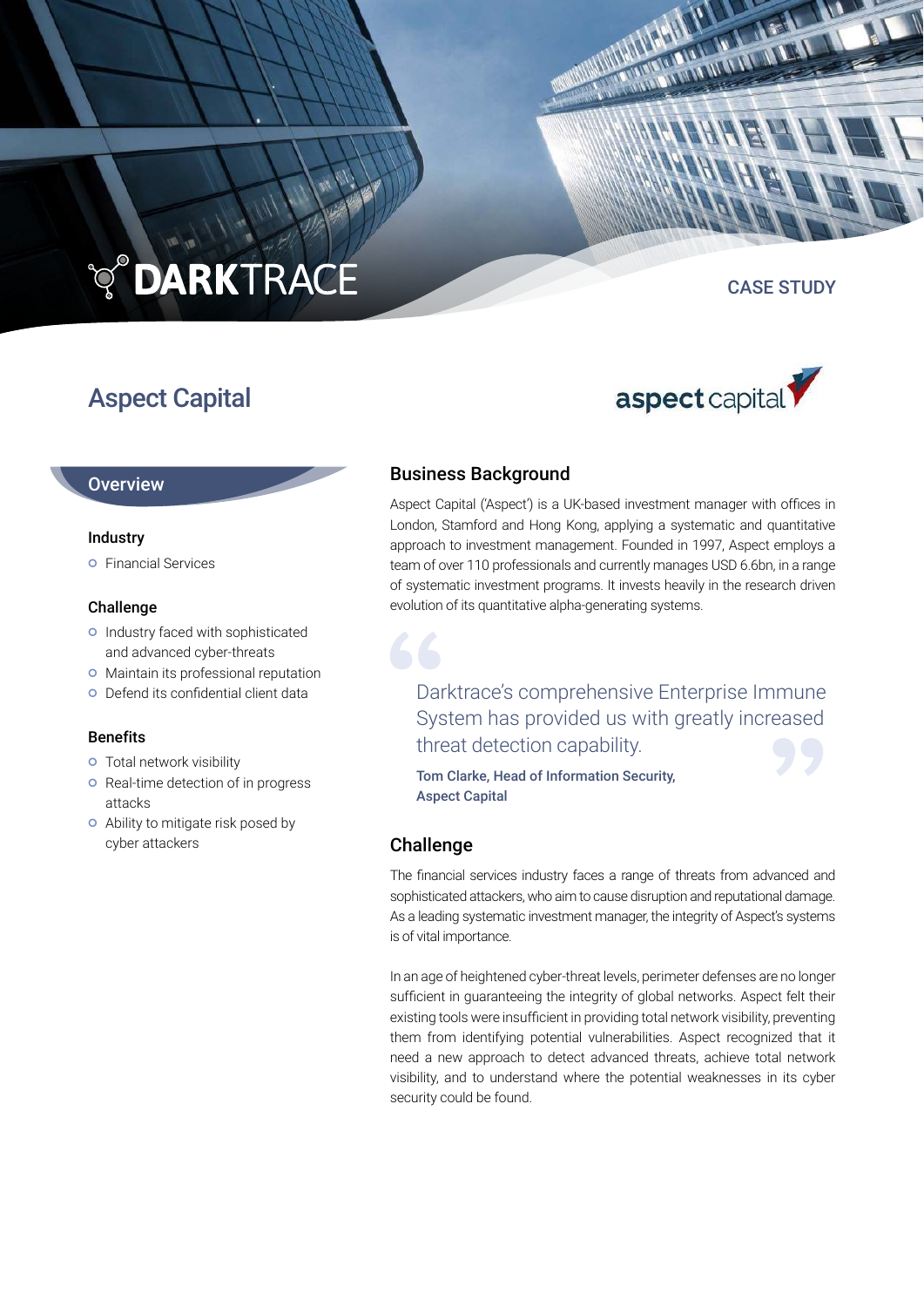DARKTRACE

CASE STUDY

# Aspect Capital

## Overview

### Industry

- Financial Services

### Challenge

- Industry faced with sophisticated and advanced cyber-threats
- Maintain its professional reputation
- Defend its confidential client data

### Benefits

- Total network visibility
- Real-time detection of in progress attacks
- Ability to mitigate risk posed by cyber attackers

## Business Background

Aspect Capital ('Aspect') is a UK-based investment manager with offices in London, Stamford and Hong Kong, applying a systematic and quantitative approach to investment management. Founded in 1997, Aspect employs a team of over 110 professionals and currently manages USD 6.6bn, in a range of systematic investment programs. It invests heavily in the research driven evolution of its quantitative alpha-generating systems.

> Darktrace's comprehensive Enterprise Immune System has provided us with greatly increased threat detection capability.
>
> **Tom Clarke, Head of Information Security, Aspect Capital**

## Challenge

The financial services industry faces a range of threats from advanced and sophisticated attackers, who aim to cause disruption and reputational damage. As a leading systematic investment manager, the integrity of Aspect's systems is of vital importance.

In an age of heightened cyber-threat levels, perimeter defenses are no longer sufficient in guaranteeing the integrity of global networks. Aspect felt their existing tools were insufficient in providing total network visibility, preventing them from identifying potential vulnerabilities. Aspect recognized that it need a new approach to detect advanced threats, achieve total network visibility, and to understand where the potential weaknesses in its cyber security could be found.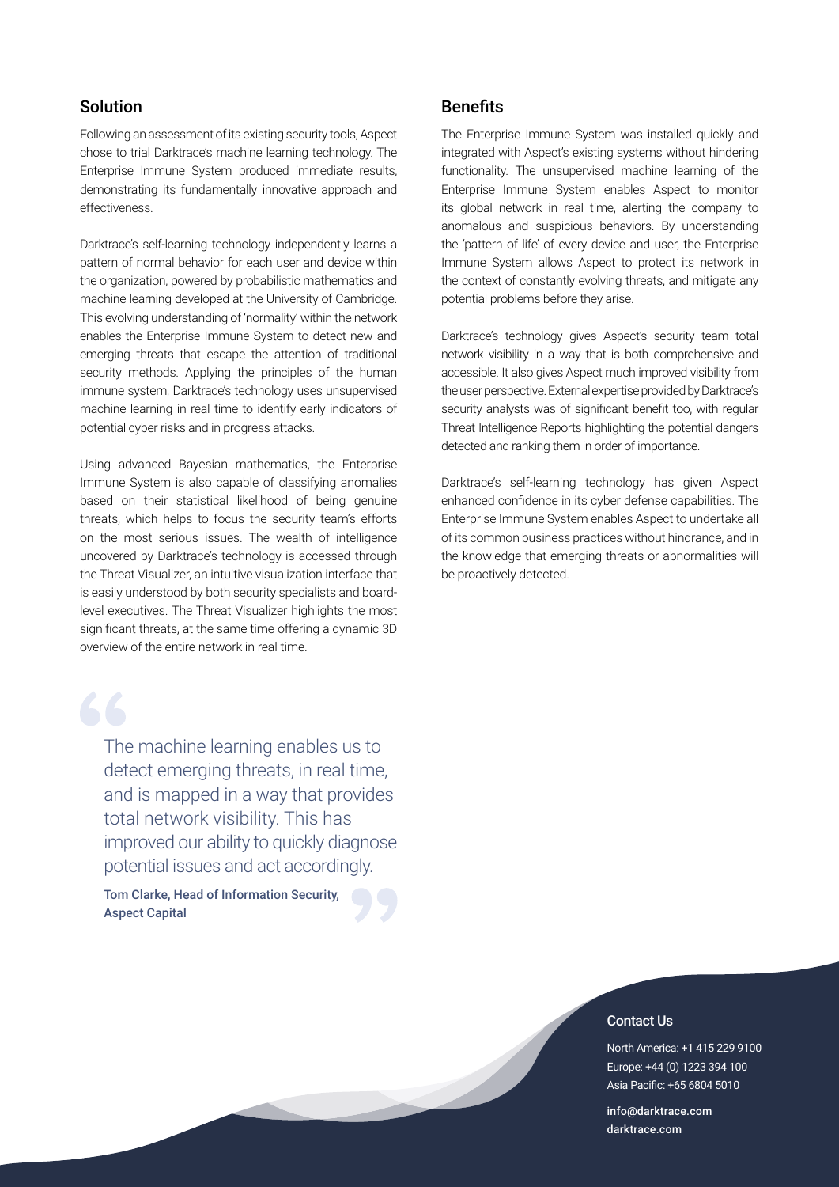## Solution

Following an assessment of its existing security tools, Aspect chose to trial Darktrace's machine learning technology. The Enterprise Immune System produced immediate results, demonstrating its fundamentally innovative approach and effectiveness.

Darktrace's self-learning technology independently learns a pattern of normal behavior for each user and device within the organization, powered by probabilistic mathematics and machine learning developed at the University of Cambridge. This evolving understanding of 'normality' within the network enables the Enterprise Immune System to detect new and emerging threats that escape the attention of traditional security methods. Applying the principles of the human immune system, Darktrace's technology uses unsupervised machine learning in real time to identify early indicators of potential cyber risks and in progress attacks.

Using advanced Bayesian mathematics, the Enterprise Immune System is also capable of classifying anomalies based on their statistical likelihood of being genuine threats, which helps to focus the security team's efforts on the most serious issues. The wealth of intelligence uncovered by Darktrace's technology is accessed through the Threat Visualizer, an intuitive visualization interface that is easily understood by both security specialists and board-level executives. The Threat Visualizer highlights the most significant threats, at the same time offering a dynamic 3D overview of the entire network in real time.

> The machine learning enables us to detect emerging threats, in real time, and is mapped in a way that provides total network visibility. This has improved our ability to quickly diagnose potential issues and act accordingly.
>
> **Tom Clarke, Head of Information Security, Aspect Capital**

## Benefits

The Enterprise Immune System was installed quickly and integrated with Aspect's existing systems without hindering functionality. The unsupervised machine learning of the Enterprise Immune System enables Aspect to monitor its global network in real time, alerting the company to anomalous and suspicious behaviors. By understanding the 'pattern of life' of every device and user, the Enterprise Immune System allows Aspect to protect its network in the context of constantly evolving threats, and mitigate any potential problems before they arise.

Darktrace's technology gives Aspect's security team total network visibility in a way that is both comprehensive and accessible. It also gives Aspect much improved visibility from the user perspective. External expertise provided by Darktrace's security analysts was of significant benefit too, with regular Threat Intelligence Reports highlighting the potential dangers detected and ranking them in order of importance.

Darktrace's self-learning technology has given Aspect enhanced confidence in its cyber defense capabilities. The Enterprise Immune System enables Aspect to undertake all of its common business practices without hindrance, and in the knowledge that emerging threats or abnormalities will be proactively detected.

### Contact Us

North America: +1 415 229 9100
Europe: +44 (0) 1223 394 100
Asia Pacific: +65 6804 5010

info@darktrace.com
darktrace.com